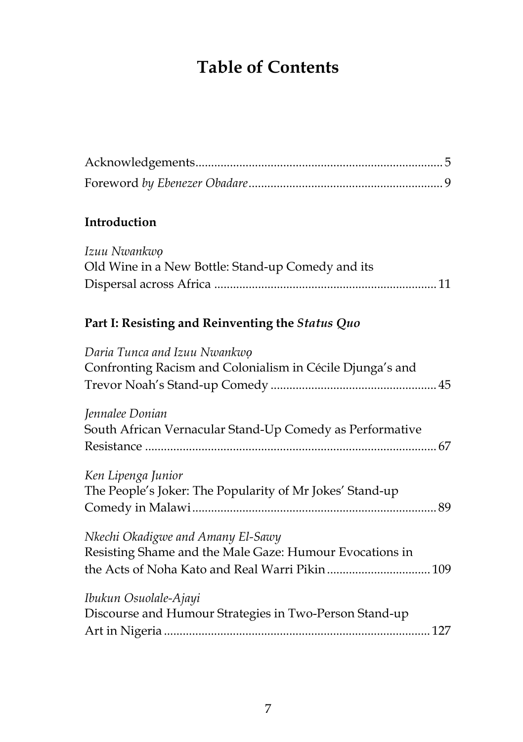# Table of Contents

Acknowledgements .......... 5

Foreword *by Ebenezer Obadare* .......... 9

## Introduction

*Izuu Nwankwọ*
Old Wine in a New Bottle: Stand-up Comedy and its Dispersal across Africa .......... 11

## Part I: Resisting and Reinventing the *Status Quo*

*Daria Tunca and Izuu Nwankwọ*
Confronting Racism and Colonialism in Cécile Djunga's and Trevor Noah's Stand-up Comedy .......... 45

*Jennalee Donian*
South African Vernacular Stand-Up Comedy as Performative Resistance .......... 67

*Ken Lipenga Junior*
The People's Joker: The Popularity of Mr Jokes' Stand-up Comedy in Malawi .......... 89

*Nkechi Okadigwe and Amany El-Sawy*
Resisting Shame and the Male Gaze: Humour Evocations in the Acts of Noha Kato and Real Warri Pikin .......... 109

*Ibukun Osuolale-Ajayi*
Discourse and Humour Strategies in Two-Person Stand-up Art in Nigeria .......... 127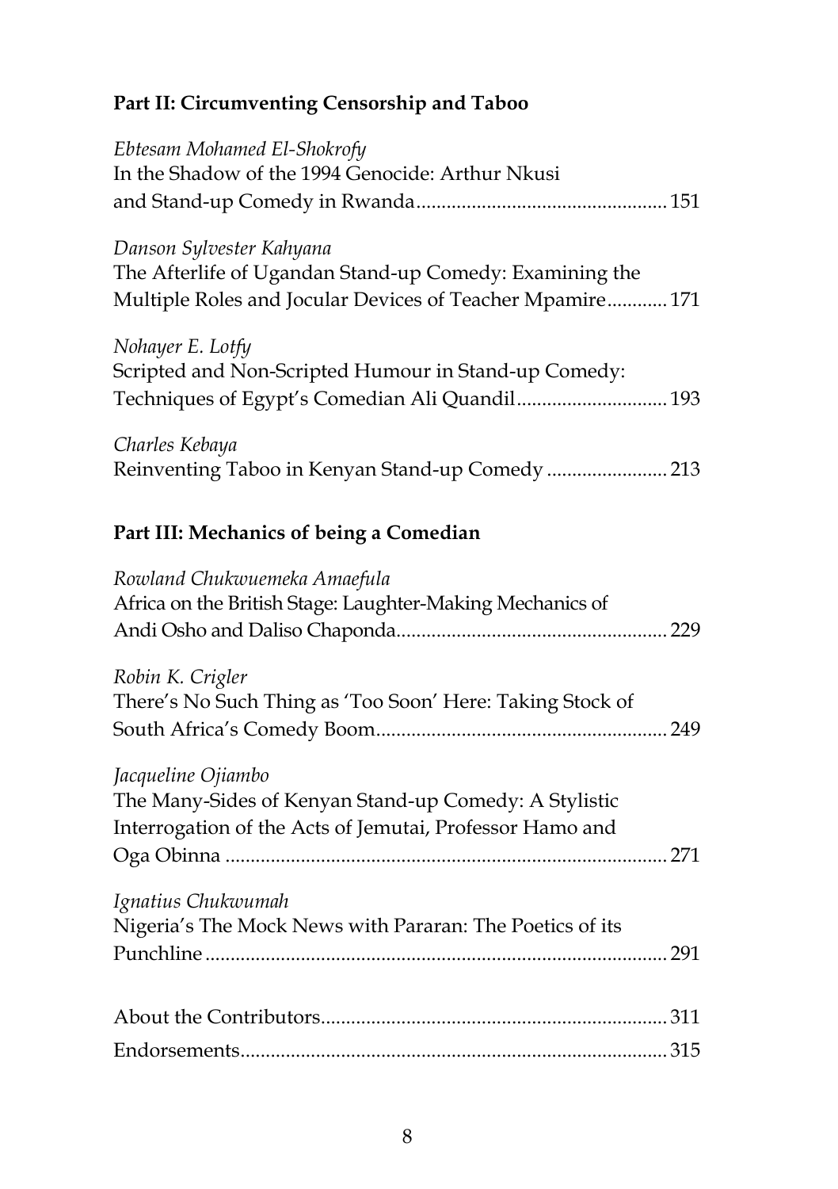## Part II: Circumventing Censorship and Taboo

*Ebtesam Mohamed El-Shokrofy*
In the Shadow of the 1994 Genocide: Arthur Nkusi and Stand-up Comedy in Rwanda ..... 151

*Danson Sylvester Kahyana*
The Afterlife of Ugandan Stand-up Comedy: Examining the Multiple Roles and Jocular Devices of Teacher Mpamire ..... 171

*Nohayer E. Lotfy*
Scripted and Non-Scripted Humour in Stand-up Comedy: Techniques of Egypt's Comedian Ali Quandil ..... 193

*Charles Kebaya*
Reinventing Taboo in Kenyan Stand-up Comedy ..... 213

## Part III: Mechanics of being a Comedian

*Rowland Chukwuemeka Amaefula*
Africa on the British Stage: Laughter-Making Mechanics of Andi Osho and Daliso Chaponda ..... 229

*Robin K. Crigler*
There's No Such Thing as 'Too Soon' Here: Taking Stock of South Africa's Comedy Boom ..... 249

*Jacqueline Ojiambo*
The Many-Sides of Kenyan Stand-up Comedy: A Stylistic Interrogation of the Acts of Jemutai, Professor Hamo and Oga Obinna ..... 271

*Ignatius Chukwumah*
Nigeria's The Mock News with Pararan: The Poetics of its Punchline ..... 291

About the Contributors ..... 311

Endorsements ..... 315